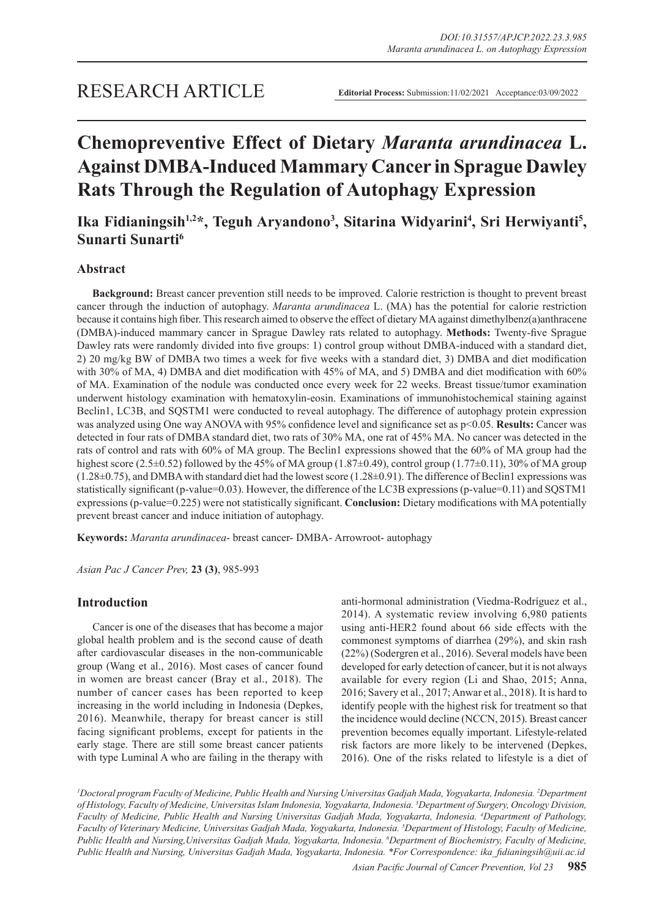RESEARCH ARTICLE

**Editorial Process:** Submission:11/02/2021 Acceptance:03/09/2022

# Chemopreventive Effect of Dietary *Maranta arundinacea* L. Against DMBA-Induced Mammary Cancer in Sprague Dawley Rats Through the Regulation of Autophagy Expression

**Ika Fidianingsih[1,2]*, Teguh Aryandono[3], Sitarina Widyarini[4], Sri Herwiyanti[5], Sunarti Sunarti[6]**

## Abstract

**Background:** Breast cancer prevention still needs to be improved. Calorie restriction is thought to prevent breast cancer through the induction of autophagy. *Maranta arundinacea* L. (MA) has the potential for calorie restriction because it contains high fiber. This research aimed to observe the effect of dietary MA against dimethylbenz(a)anthracene (DMBA)-induced mammary cancer in Sprague Dawley rats related to autophagy. **Methods:** Twenty-five Sprague Dawley rats were randomly divided into five groups: 1) control group without DMBA-induced with a standard diet, 2) 20 mg/kg BW of DMBA two times a week for five weeks with a standard diet, 3) DMBA and diet modification with 30% of MA, 4) DMBA and diet modification with 45% of MA, and 5) DMBA and diet modification with 60% of MA. Examination of the nodule was conducted once every week for 22 weeks. Breast tissue/tumor examination underwent histology examination with hematoxylin-eosin. Examinations of immunohistochemical staining against Beclin1, LC3B, and SQSTM1 were conducted to reveal autophagy. The difference of autophagy protein expression was analyzed using One way ANOVA with 95% confidence level and significance set as $p<0.05$. **Results:** Cancer was detected in four rats of DMBA standard diet, two rats of 30% MA, one rat of 45% MA. No cancer was detected in the rats of control and rats with 60% of MA group. The Beclin1 expressions showed that the 60% of MA group had the highest score (2.5±0.52) followed by the 45% of MA group (1.87±0.49), control group (1.77±0.11), 30% of MA group (1.28±0.75), and DMBA with standard diet had the lowest score (1.28±0.91). The difference of Beclin1 expressions was statistically significant (p-value=0.03). However, the difference of the LC3B expressions (p-value=0.11) and SQSTM1 expressions (p-value=0.225) were not statistically significant. **Conclusion:** Dietary modifications with MA potentially prevent breast cancer and induce initiation of autophagy.

**Keywords:** *Maranta arundinacea*- breast cancer- DMBA- Arrowroot- autophagy

*Asian Pac J Cancer Prev,* **23 (3)**, 985-993

## Introduction

Cancer is one of the diseases that has become a major global health problem and is the second cause of death after cardiovascular diseases in the non-communicable group (Wang et al., 2016). Most cases of cancer found in women are breast cancer (Bray et al., 2018). The number of cancer cases has been reported to keep increasing in the world including in Indonesia (Depkes, 2016). Meanwhile, therapy for breast cancer is still facing significant problems, except for patients in the early stage. There are still some breast cancer patients with type Luminal A who are failing in the therapy with anti-hormonal administration (Viedma-Rodríguez et al., 2014). A systematic review involving 6,980 patients using anti-HER2 found about 66 side effects with the commonest symptoms of diarrhea (29%), and skin rash (22%) (Sodergren et al., 2016). Several models have been developed for early detection of cancer, but it is not always available for every region (Li and Shao, 2015; Anna, 2016; Savery et al., 2017; Anwar et al., 2018). It is hard to identify people with the highest risk for treatment so that the incidence would decline (NCCN, 2015). Breast cancer prevention becomes equally important. Lifestyle-related risk factors are more likely to be intervened (Depkes, 2016). One of the risks related to lifestyle is a diet of

*[1]Doctoral program Faculty of Medicine, Public Health and Nursing Universitas Gadjah Mada, Yogyakarta, Indonesia. [2]Department of Histology, Faculty of Medicine, Universitas Islam Indonesia, Yogyakarta, Indonesia. [3]Department of Surgery, Oncology Division, Faculty of Medicine, Public Health and Nursing Universitas Gadjah Mada, Yogyakarta, Indonesia. [4]Department of Pathology, Faculty of Veterinary Medicine, Universitas Gadjah Mada, Yogyakarta, Indonesia. [5]Department of Histology, Faculty of Medicine, Public Health and Nursing,Universitas Gadjah Mada, Yogyakarta, Indonesia. [6]Department of Biochemistry, Faculty of Medicine, Public Health and Nursing, Universitas Gadjah Mada, Yogyakarta, Indonesia. *For Correspondence: ika_fidianingsih@uii.ac.id*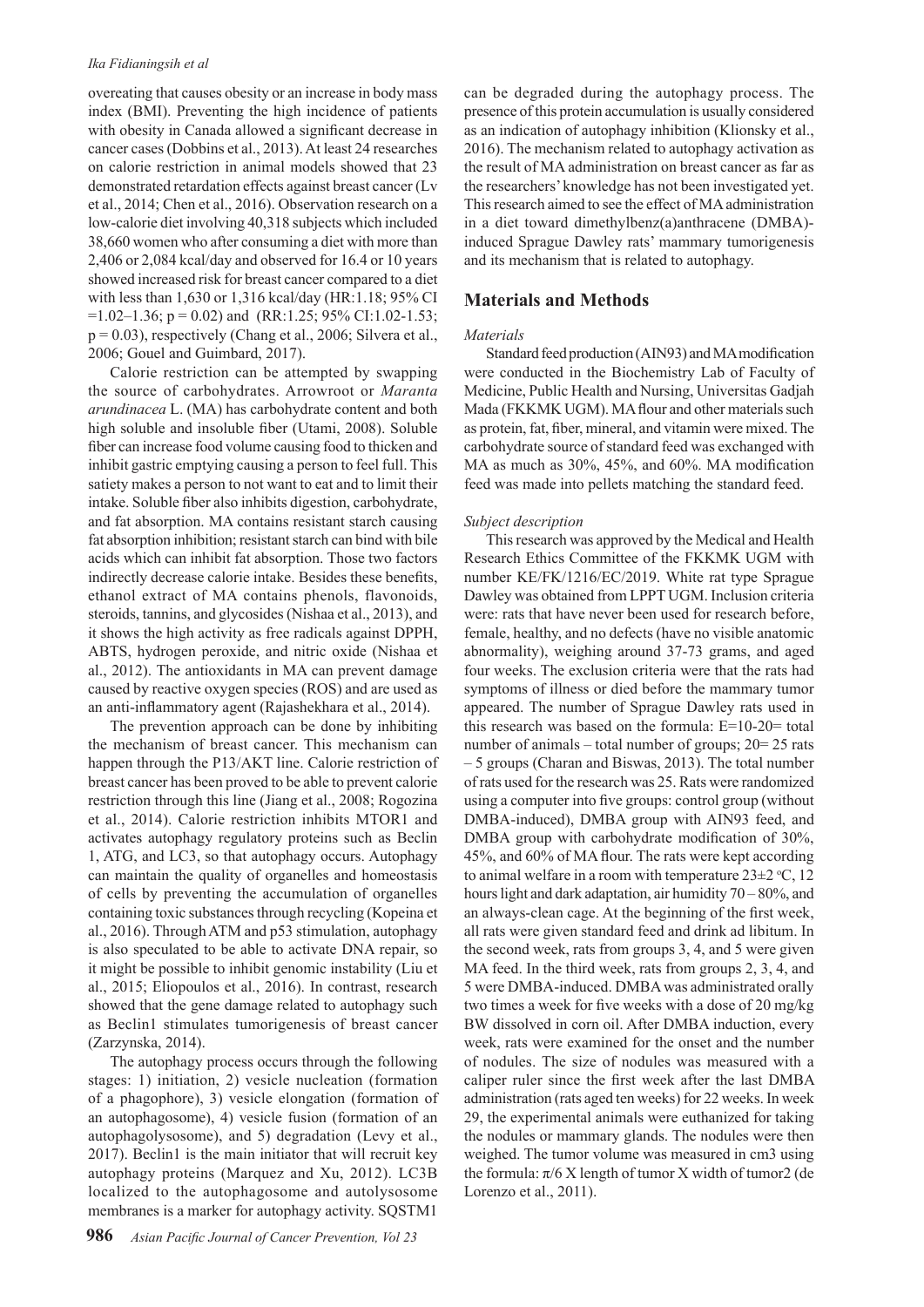overeating that causes obesity or an increase in body mass index (BMI). Preventing the high incidence of patients with obesity in Canada allowed a significant decrease in cancer cases (Dobbins et al., 2013). At least 24 researches on calorie restriction in animal models showed that 23 demonstrated retardation effects against breast cancer (Lv et al., 2014; Chen et al., 2016). Observation research on a low-calorie diet involving 40,318 subjects which included 38,660 women who after consuming a diet with more than 2,406 or 2,084 kcal/day and observed for 16.4 or 10 years showed increased risk for breast cancer compared to a diet with less than 1,630 or 1,316 kcal/day (HR:1.18; 95% CI =1.02–1.36; p = 0.02) and (RR:1.25; 95% CI:1.02-1.53; p = 0.03), respectively (Chang et al., 2006; Silvera et al., 2006; Gouel and Guimbard, 2017).

Calorie restriction can be attempted by swapping the source of carbohydrates. Arrowroot or *Maranta arundinacea* L. (MA) has carbohydrate content and both high soluble and insoluble fiber (Utami, 2008). Soluble fiber can increase food volume causing food to thicken and inhibit gastric emptying causing a person to feel full. This satiety makes a person to not want to eat and to limit their intake. Soluble fiber also inhibits digestion, carbohydrate, and fat absorption. MA contains resistant starch causing fat absorption inhibition; resistant starch can bind with bile acids which can inhibit fat absorption. Those two factors indirectly decrease calorie intake. Besides these benefits, ethanol extract of MA contains phenols, flavonoids, steroids, tannins, and glycosides (Nishaa et al., 2013), and it shows the high activity as free radicals against DPPH, ABTS, hydrogen peroxide, and nitric oxide (Nishaa et al., 2012). The antioxidants in MA can prevent damage caused by reactive oxygen species (ROS) and are used as an anti-inflammatory agent (Rajashekhara et al., 2014).

The prevention approach can be done by inhibiting the mechanism of breast cancer. This mechanism can happen through the P13/AKT line. Calorie restriction of breast cancer has been proved to be able to prevent calorie restriction through this line (Jiang et al., 2008; Rogozina et al., 2014). Calorie restriction inhibits MTOR1 and activates autophagy regulatory proteins such as Beclin 1, ATG, and LC3, so that autophagy occurs. Autophagy can maintain the quality of organelles and homeostasis of cells by preventing the accumulation of organelles containing toxic substances through recycling (Kopeina et al., 2016). Through ATM and p53 stimulation, autophagy is also speculated to be able to activate DNA repair, so it might be possible to inhibit genomic instability (Liu et al., 2015; Eliopoulos et al., 2016). In contrast, research showed that the gene damage related to autophagy such as Beclin1 stimulates tumorigenesis of breast cancer (Zarzynska, 2014).

The autophagy process occurs through the following stages: 1) initiation, 2) vesicle nucleation (formation of a phagophore), 3) vesicle elongation (formation of an autophagosome), 4) vesicle fusion (formation of an autophagolysosome), and 5) degradation (Levy et al., 2017). Beclin1 is the main initiator that will recruit key autophagy proteins (Marquez and Xu, 2012). LC3B localized to the autophagosome and autolysosome membranes is a marker for autophagy activity. SQSTM1 can be degraded during the autophagy process. The presence of this protein accumulation is usually considered as an indication of autophagy inhibition (Klionsky et al., 2016). The mechanism related to autophagy activation as the result of MA administration on breast cancer as far as the researchers' knowledge has not been investigated yet. This research aimed to see the effect of MA administration in a diet toward dimethylbenz(a)anthracene (DMBA)-induced Sprague Dawley rats' mammary tumorigenesis and its mechanism that is related to autophagy.

## Materials and Methods

### *Materials*

Standard feed production (AIN93) and MA modification were conducted in the Biochemistry Lab of Faculty of Medicine, Public Health and Nursing, Universitas Gadjah Mada (FKKMK UGM). MA flour and other materials such as protein, fat, fiber, mineral, and vitamin were mixed. The carbohydrate source of standard feed was exchanged with MA as much as 30%, 45%, and 60%. MA modification feed was made into pellets matching the standard feed.

### *Subject description*

This research was approved by the Medical and Health Research Ethics Committee of the FKKMK UGM with number KE/FK/1216/EC/2019. White rat type Sprague Dawley was obtained from LPPT UGM. Inclusion criteria were: rats that have never been used for research before, female, healthy, and no defects (have no visible anatomic abnormality), weighing around 37-73 grams, and aged four weeks. The exclusion criteria were that the rats had symptoms of illness or died before the mammary tumor appeared. The number of Sprague Dawley rats used in this research was based on the formula: E=10-20= total number of animals – total number of groups; 20= 25 rats – 5 groups (Charan and Biswas, 2013). The total number of rats used for the research was 25. Rats were randomized using a computer into five groups: control group (without DMBA-induced), DMBA group with AIN93 feed, and DMBA group with carbohydrate modification of 30%, 45%, and 60% of MA flour. The rats were kept according to animal welfare in a room with temperature 23±2 °C, 12 hours light and dark adaptation, air humidity 70 – 80%, and an always-clean cage. At the beginning of the first week, all rats were given standard feed and drink ad libitum. In the second week, rats from groups 3, 4, and 5 were given MA feed. In the third week, rats from groups 2, 3, 4, and 5 were DMBA-induced. DMBA was administrated orally two times a week for five weeks with a dose of 20 mg/kg BW dissolved in corn oil. After DMBA induction, every week, rats were examined for the onset and the number of nodules. The size of nodules was measured with a caliper ruler since the first week after the last DMBA administration (rats aged ten weeks) for 22 weeks. In week 29, the experimental animals were euthanized for taking the nodules or mammary glands. The nodules were then weighed. The tumor volume was measured in cm3 using the formula: $\pi/6$ X length of tumor X width of tumor2 (de Lorenzo et al., 2011).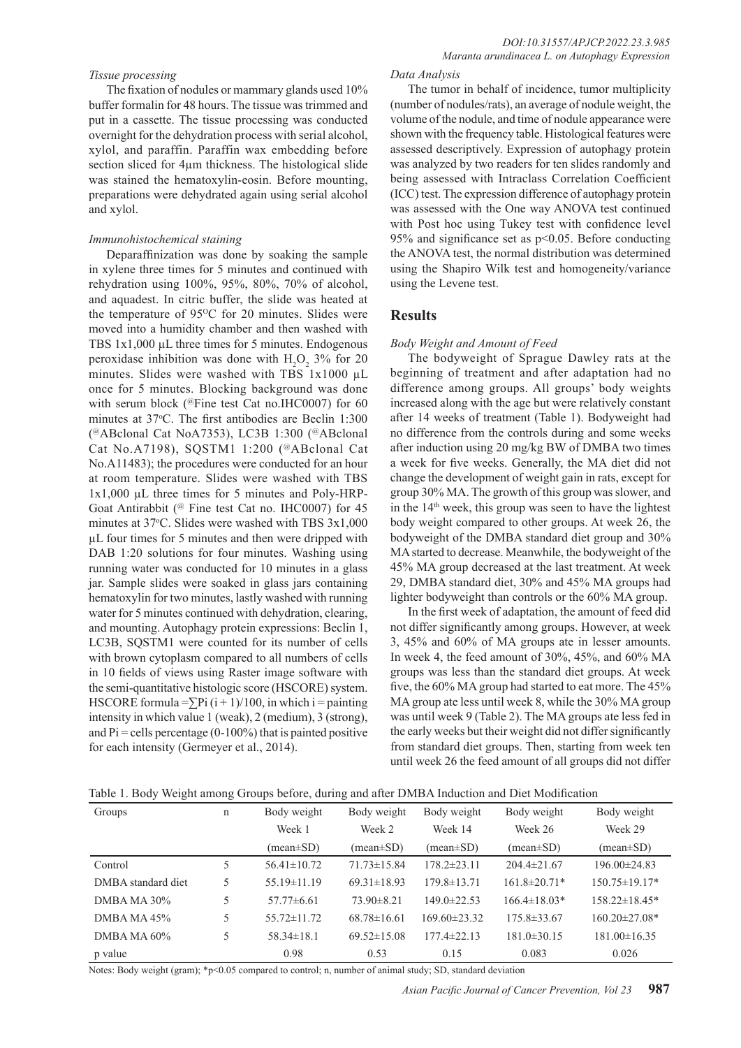*Tissue processing*

The fixation of nodules or mammary glands used 10% buffer formalin for 48 hours. The tissue was trimmed and put in a cassette. The tissue processing was conducted overnight for the dehydration process with serial alcohol, xylol, and paraffin. Paraffin wax embedding before section sliced for 4µm thickness. The histological slide was stained the hematoxylin-eosin. Before mounting, preparations were dehydrated again using serial alcohol and xylol.

*Immunohistochemical staining*

Deparaffinization was done by soaking the sample in xylene three times for 5 minutes and continued with rehydration using 100%, 95%, 80%, 70% of alcohol, and aquadest. In citric buffer, the slide was heated at the temperature of 95°C for 20 minutes. Slides were moved into a humidity chamber and then washed with TBS 1x1,000 µL three times for 5 minutes. Endogenous peroxidase inhibition was done with $H_2O_2$ 3% for 20 minutes. Slides were washed with TBS 1x1000 µL once for 5 minutes. Blocking background was done with serum block (@Fine test Cat no.IHC0007) for 60 minutes at 37°C. The first antibodies are Beclin 1:300 (@ABclonal Cat NoA7353), LC3B 1:300 (@ABclonal Cat No.A7198), SQSTM1 1:200 (@ABclonal Cat No.A11483); the procedures were conducted for an hour at room temperature. Slides were washed with TBS 1x1,000 µL three times for 5 minutes and Poly-HRP-Goat Antirabbit (@ Fine test Cat no. IHC0007) for 45 minutes at 37°C. Slides were washed with TBS 3x1,000 µL four times for 5 minutes and then were dripped with DAB 1:20 solutions for four minutes. Washing using running water was conducted for 10 minutes in a glass jar. Sample slides were soaked in glass jars containing hematoxylin for two minutes, lastly washed with running water for 5 minutes continued with dehydration, clearing, and mounting. Autophagy protein expressions: Beclin 1, LC3B, SQSTM1 were counted for its number of cells with brown cytoplasm compared to all numbers of cells in 10 fields of views using Raster image software with the semi-quantitative histologic score (HSCORE) system. HSCORE formula $=\sum Pi\ (i+1)/100$, in which i = painting intensity in which value 1 (weak), 2 (medium), 3 (strong), and Pi = cells percentage (0-100%) that is painted positive for each intensity (Germeyer et al., 2014).

*Data Analysis*

The tumor in behalf of incidence, tumor multiplicity (number of nodules/rats), an average of nodule weight, the volume of the nodule, and time of nodule appearance were shown with the frequency table. Histological features were assessed descriptively. Expression of autophagy protein was analyzed by two readers for ten slides randomly and being assessed with Intraclass Correlation Coefficient (ICC) test. The expression difference of autophagy protein was assessed with the One way ANOVA test continued with Post hoc using Tukey test with confidence level 95% and significance set as $p<0.05$. Before conducting the ANOVA test, the normal distribution was determined using the Shapiro Wilk test and homogeneity/variance using the Levene test.

## Results

*Body Weight and Amount of Feed*

The bodyweight of Sprague Dawley rats at the beginning of treatment and after adaptation had no difference among groups. All groups' body weights increased along with the age but were relatively constant after 14 weeks of treatment (Table 1). Bodyweight had no difference from the controls during and some weeks after induction using 20 mg/kg BW of DMBA two times a week for five weeks. Generally, the MA diet did not change the development of weight gain in rats, except for group 30% MA. The growth of this group was slower, and in the 14th week, this group was seen to have the lightest body weight compared to other groups. At week 26, the bodyweight of the DMBA standard diet group and 30% MA started to decrease. Meanwhile, the bodyweight of the 45% MA group decreased at the last treatment. At week 29, DMBA standard diet, 30% and 45% MA groups had lighter bodyweight than controls or the 60% MA group.

In the first week of adaptation, the amount of feed did not differ significantly among groups. However, at week 3, 45% and 60% of MA groups ate in lesser amounts. In week 4, the feed amount of 30%, 45%, and 60% MA groups was less than the standard diet groups. At week five, the 60% MA group had started to eat more. The 45% MA group ate less until week 8, while the 30% MA group was until week 9 (Table 2). The MA groups ate less fed in the early weeks but their weight did not differ significantly from standard diet groups. Then, starting from week ten until week 26 the feed amount of all groups did not differ

Table 1. Body Weight among Groups before, during and after DMBA Induction and Diet Modification

| Groups | n | Body weight Week 1 (mean±SD) | Body weight Week 2 (mean±SD) | Body weight Week 14 (mean±SD) | Body weight Week 26 (mean±SD) | Body weight Week 29 (mean±SD) |
|---|---|---|---|---|---|---|
| Control | 5 | 56.41±10.72 | 71.73±15.84 | 178.2±23.11 | 204.4±21.67 | 196.00±24.83 |
| DMBA standard diet | 5 | 55.19±11.19 | 69.31±18.93 | 179.8±13.71 | 161.8±20.71* | 150.75±19.17* |
| DMBA MA 30% | 5 | 57.77±6.61 | 73.90±8.21 | 149.0±22.53 | 166.4±18.03* | 158.22±18.45* |
| DMBA MA 45% | 5 | 55.72±11.72 | 68.78±16.61 | 169.60±23.32 | 175.8±33.67 | 160.20±27.08* |
| DMBA MA 60% | 5 | 58.34±18.1 | 69.52±15.08 | 177.4±22.13 | 181.0±30.15 | 181.00±16.35 |
| p value | | 0.98 | 0.53 | 0.15 | 0.083 | 0.026 |

Notes: Body weight (gram); *p<0.05 compared to control; n, number of animal study; SD, standard deviation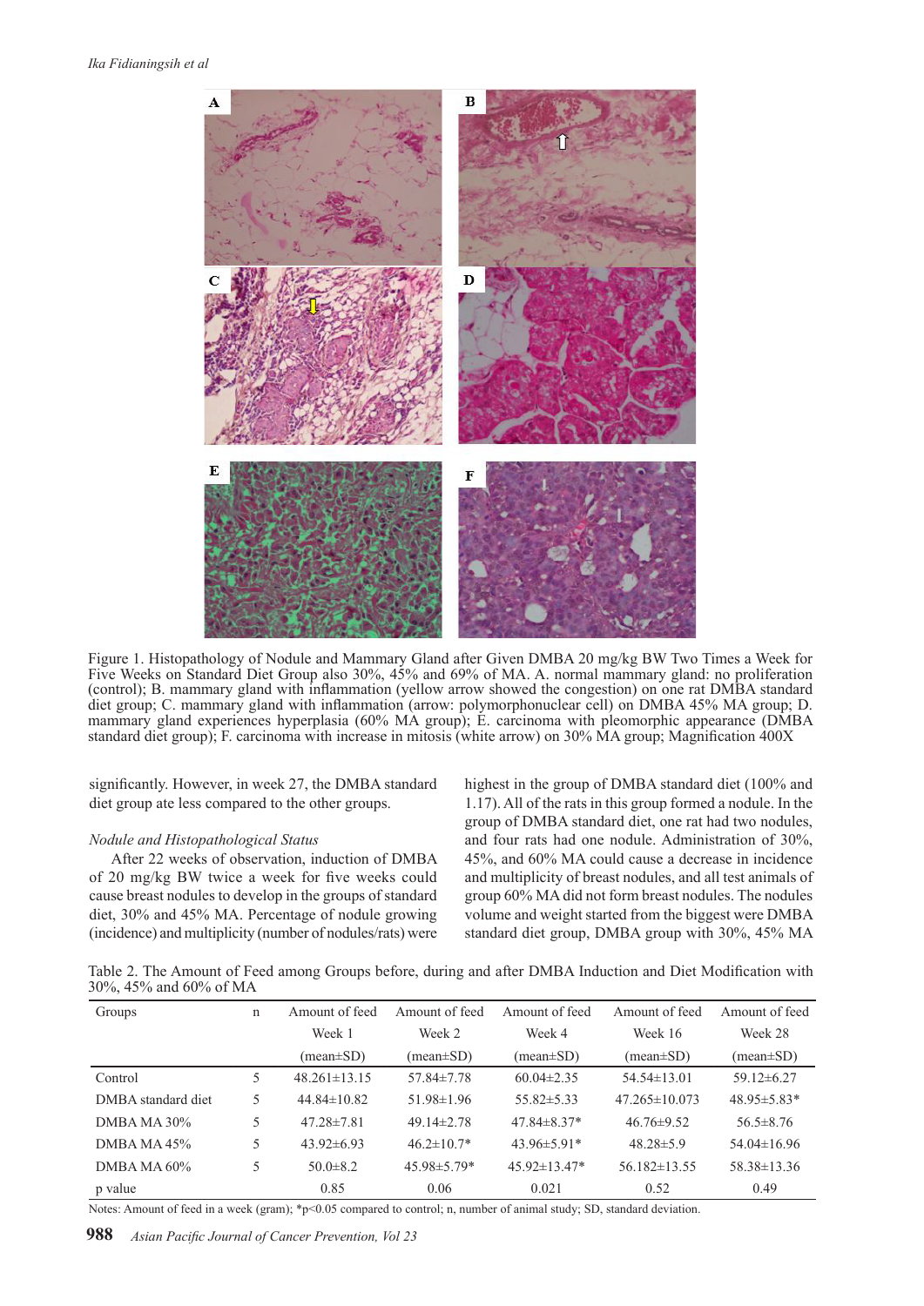Figure 1. Histopathology of Nodule and Mammary Gland after Given DMBA 20 mg/kg BW Two Times a Week for Five Weeks on Standard Diet Group also 30%, 45% and 69% of MA. A. normal mammary gland: no proliferation (control); B. mammary gland with inflammation (yellow arrow showed the congestion) on one rat DMBA standard diet group; C. mammary gland with inflammation (arrow: polymorphonuclear cell) on DMBA 45% MA group; D. mammary gland experiences hyperplasia (60% MA group); E. carcinoma with pleomorphic appearance (DMBA standard diet group); F. carcinoma with increase in mitosis (white arrow) on 30% MA group; Magnification 400X

significantly. However, in week 27, the DMBA standard diet group ate less compared to the other groups.

*Nodule and Histopathological Status*

After 22 weeks of observation, induction of DMBA of 20 mg/kg BW twice a week for five weeks could cause breast nodules to develop in the groups of standard diet, 30% and 45% MA. Percentage of nodule growing (incidence) and multiplicity (number of nodules/rats) were highest in the group of DMBA standard diet (100% and 1.17). All of the rats in this group formed a nodule. In the group of DMBA standard diet, one rat had two nodules, and four rats had one nodule. Administration of 30%, 45%, and 60% MA could cause a decrease in incidence and multiplicity of breast nodules, and all test animals of group 60% MA did not form breast nodules. The nodules volume and weight started from the biggest were DMBA standard diet group, DMBA group with 30%, 45% MA

Table 2. The Amount of Feed among Groups before, during and after DMBA Induction and Diet Modification with 30%, 45% and 60% of MA

| Groups | n | Amount of feed Week 1 (mean±SD) | Amount of feed Week 2 (mean±SD) | Amount of feed Week 4 (mean±SD) | Amount of feed Week 16 (mean±SD) | Amount of feed Week 28 (mean±SD) |
|---|---|---|---|---|---|---|
| Control | 5 | 48.261±13.15 | 57.84±7.78 | 60.04±2.35 | 54.54±13.01 | 59.12±6.27 |
| DMBA standard diet | 5 | 44.84±10.82 | 51.98±1.96 | 55.82±5.33 | 47.265±10.073 | 48.95±5.83* |
| DMBA MA 30% | 5 | 47.28±7.81 | 49.14±2.78 | 47.84±8.37* | 46.76±9.52 | 56.5±8.76 |
| DMBA MA 45% | 5 | 43.92±6.93 | 46.2±10.7* | 43.96±5.91* | 48.28±5.9 | 54.04±16.96 |
| DMBA MA 60% | 5 | 50.0±8.2 | 45.98±5.79* | 45.92±13.47* | 56.182±13.55 | 58.38±13.36 |
| p value | | 0.85 | 0.06 | 0.021 | 0.52 | 0.49 |

Notes: Amount of feed in a week (gram); *p<0.05 compared to control; n, number of animal study; SD, standard deviation.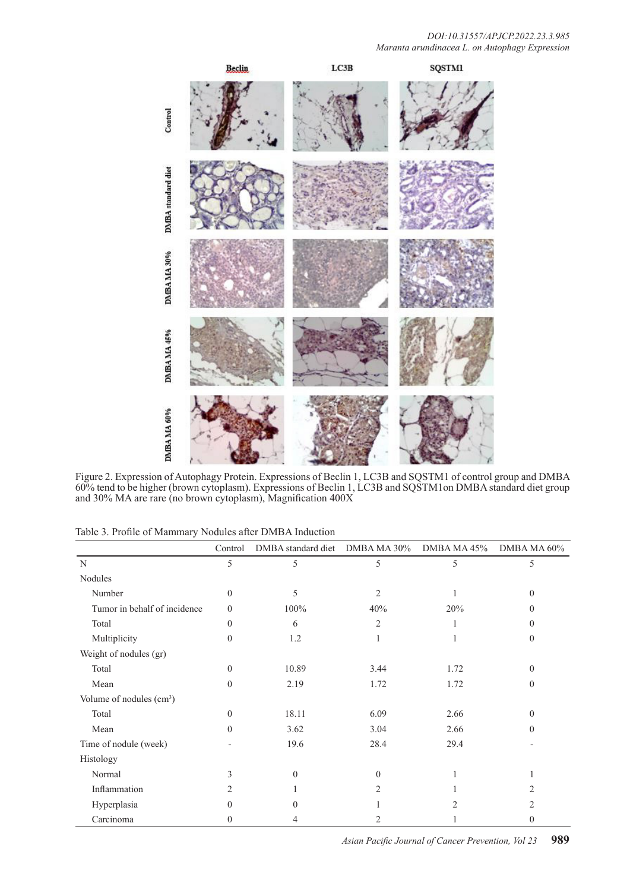Figure 2. Expression of Autophagy Protein. Expressions of Beclin 1, LC3B and SQSTM1 of control group and DMBA 60% tend to be higher (brown cytoplasm). Expressions of Beclin 1, LC3B and SQSTM1on DMBA standard diet group and 30% MA are rare (no brown cytoplasm), Magnification 400X

Table 3. Profile of Mammary Nodules after DMBA Induction

| | Control | DMBA standard diet | DMBA MA 30% | DMBA MA 45% | DMBA MA 60% |
|---|---|---|---|---|---|
| N | 5 | 5 | 5 | 5 | 5 |
| Nodules | | | | | |
| Number | 0 | 5 | 2 | 1 | 0 |
| Tumor in behalf of incidence | 0 | 100% | 40% | 20% | 0 |
| Total | 0 | 6 | 2 | 1 | 0 |
| Multiplicity | 0 | 1.2 | 1 | 1 | 0 |
| Weight of nodules (gr) | | | | | |
| Total | 0 | 10.89 | 3.44 | 1.72 | 0 |
| Mean | 0 | 2.19 | 1.72 | 1.72 | 0 |
| Volume of nodules ($cm^3$) | | | | | |
| Total | 0 | 18.11 | 6.09 | 2.66 | 0 |
| Mean | 0 | 3.62 | 3.04 | 2.66 | 0 |
| Time of nodule (week) | - | 19.6 | 28.4 | 29.4 | - |
| Histology | | | | | |
| Normal | 3 | 0 | 0 | 1 | 1 |
| Inflammation | 2 | 1 | 2 | 1 | 2 |
| Hyperplasia | 0 | 0 | 1 | 2 | 2 |
| Carcinoma | 0 | 4 | 2 | 1 | 0 |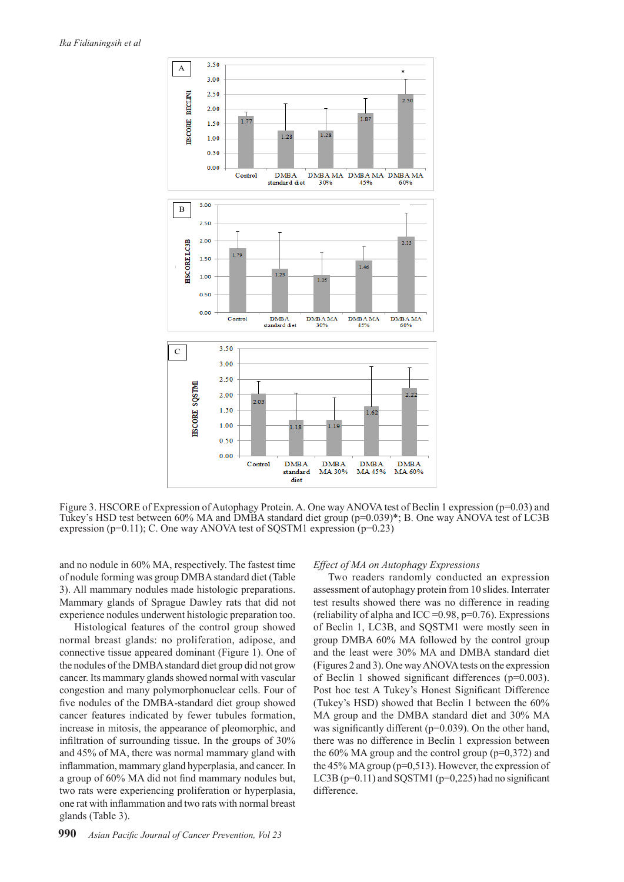Figure 3. HSCORE of Expression of Autophagy Protein. A. One way ANOVA test of Beclin 1 expression (p=0.03) and Tukey's HSD test between 60% MA and DMBA standard diet group (p=0.039)*; B. One way ANOVA test of LC3B expression (p=0.11); C. One way ANOVA test of SQSTM1 expression (p=0.23)

and no nodule in 60% MA, respectively. The fastest time of nodule forming was group DMBA standard diet (Table 3). All mammary nodules made histologic preparations. Mammary glands of Sprague Dawley rats that did not experience nodules underwent histologic preparation too.

Histological features of the control group showed normal breast glands: no proliferation, adipose, and connective tissue appeared dominant (Figure 1). One of the nodules of the DMBA standard diet group did not grow cancer. Its mammary glands showed normal with vascular congestion and many polymorphonuclear cells. Four of five nodules of the DMBA-standard diet group showed cancer features indicated by fewer tubules formation, increase in mitosis, the appearance of pleomorphic, and infiltration of surrounding tissue. In the groups of 30% and 45% of MA, there was normal mammary gland with inflammation, mammary gland hyperplasia, and cancer. In a group of 60% MA did not find mammary nodules but, two rats were experiencing proliferation or hyperplasia, one rat with inflammation and two rats with normal breast glands (Table 3).

*Effect of MA on Autophagy Expressions*

Two readers randomly conducted an expression assessment of autophagy protein from 10 slides. Interrater test results showed there was no difference in reading (reliability of alpha and ICC =0.98, p=0.76). Expressions of Beclin 1, LC3B, and SQSTM1 were mostly seen in group DMBA 60% MA followed by the control group and the least were 30% MA and DMBA standard diet (Figures 2 and 3). One way ANOVA tests on the expression of Beclin 1 showed significant differences (p=0.003). Post hoc test A Tukey's Honest Significant Difference (Tukey's HSD) showed that Beclin 1 between the 60% MA group and the DMBA standard diet and 30% MA was significantly different (p=0.039). On the other hand, there was no difference in Beclin 1 expression between the 60% MA group and the control group (p=0,372) and the 45% MA group (p=0,513). However, the expression of LC3B (p=0.11) and SQSTM1 (p=0,225) had no significant difference.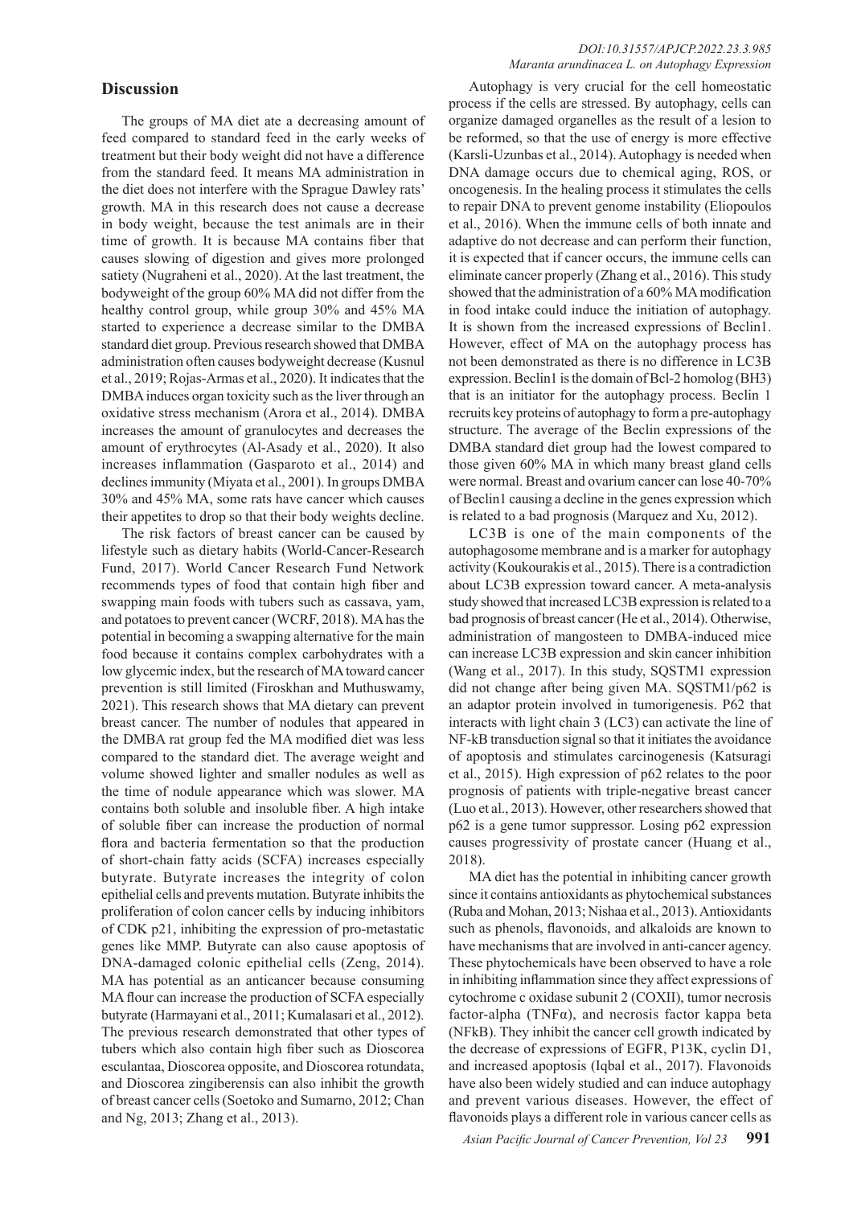## Discussion

The groups of MA diet ate a decreasing amount of feed compared to standard feed in the early weeks of treatment but their body weight did not have a difference from the standard feed. It means MA administration in the diet does not interfere with the Sprague Dawley rats' growth. MA in this research does not cause a decrease in body weight, because the test animals are in their time of growth. It is because MA contains fiber that causes slowing of digestion and gives more prolonged satiety (Nugraheni et al., 2020). At the last treatment, the bodyweight of the group 60% MA did not differ from the healthy control group, while group 30% and 45% MA started to experience a decrease similar to the DMBA standard diet group. Previous research showed that DMBA administration often causes bodyweight decrease (Kusnul et al., 2019; Rojas-Armas et al., 2020). It indicates that the DMBA induces organ toxicity such as the liver through an oxidative stress mechanism (Arora et al., 2014). DMBA increases the amount of granulocytes and decreases the amount of erythrocytes (Al-Asady et al., 2020). It also increases inflammation (Gasparoto et al., 2014) and declines immunity (Miyata et al., 2001). In groups DMBA 30% and 45% MA, some rats have cancer which causes their appetites to drop so that their body weights decline.

The risk factors of breast cancer can be caused by lifestyle such as dietary habits (World-Cancer-Research Fund, 2017). World Cancer Research Fund Network recommends types of food that contain high fiber and swapping main foods with tubers such as cassava, yam, and potatoes to prevent cancer (WCRF, 2018). MA has the potential in becoming a swapping alternative for the main food because it contains complex carbohydrates with a low glycemic index, but the research of MA toward cancer prevention is still limited (Firoskhan and Muthuswamy, 2021). This research shows that MA dietary can prevent breast cancer. The number of nodules that appeared in the DMBA rat group fed the MA modified diet was less compared to the standard diet. The average weight and volume showed lighter and smaller nodules as well as the time of nodule appearance which was slower. MA contains both soluble and insoluble fiber. A high intake of soluble fiber can increase the production of normal flora and bacteria fermentation so that the production of short-chain fatty acids (SCFA) increases especially butyrate. Butyrate increases the integrity of colon epithelial cells and prevents mutation. Butyrate inhibits the proliferation of colon cancer cells by inducing inhibitors of CDK p21, inhibiting the expression of pro-metastatic genes like MMP. Butyrate can also cause apoptosis of DNA-damaged colonic epithelial cells (Zeng, 2014). MA has potential as an anticancer because consuming MA flour can increase the production of SCFA especially butyrate (Harmayani et al., 2011; Kumalasari et al., 2012). The previous research demonstrated that other types of tubers which also contain high fiber such as Dioscorea esculantaa, Dioscorea opposite, and Dioscorea rotundata, and Dioscorea zingiberensis can also inhibit the growth of breast cancer cells (Soetoko and Sumarno, 2012; Chan and Ng, 2013; Zhang et al., 2013).

Autophagy is very crucial for the cell homeostatic process if the cells are stressed. By autophagy, cells can organize damaged organelles as the result of a lesion to be reformed, so that the use of energy is more effective (Karsli-Uzunbas et al., 2014). Autophagy is needed when DNA damage occurs due to chemical aging, ROS, or oncogenesis. In the healing process it stimulates the cells to repair DNA to prevent genome instability (Eliopoulos et al., 2016). When the immune cells of both innate and adaptive do not decrease and can perform their function, it is expected that if cancer occurs, the immune cells can eliminate cancer properly (Zhang et al., 2016). This study showed that the administration of a 60% MA modification in food intake could induce the initiation of autophagy. It is shown from the increased expressions of Beclin1. However, effect of MA on the autophagy process has not been demonstrated as there is no difference in LC3B expression. Beclin1 is the domain of Bcl-2 homolog (BH3) that is an initiator for the autophagy process. Beclin 1 recruits key proteins of autophagy to form a pre-autophagy structure. The average of the Beclin expressions of the DMBA standard diet group had the lowest compared to those given 60% MA in which many breast gland cells were normal. Breast and ovarium cancer can lose 40-70% of Beclin1 causing a decline in the genes expression which is related to a bad prognosis (Marquez and Xu, 2012).

LC3B is one of the main components of the autophagosome membrane and is a marker for autophagy activity (Koukourakis et al., 2015). There is a contradiction about LC3B expression toward cancer. A meta-analysis study showed that increased LC3B expression is related to a bad prognosis of breast cancer (He et al., 2014). Otherwise, administration of mangosteen to DMBA-induced mice can increase LC3B expression and skin cancer inhibition (Wang et al., 2017). In this study, SQSTM1 expression did not change after being given MA. SQSTM1/p62 is an adaptor protein involved in tumorigenesis. P62 that interacts with light chain 3 (LC3) can activate the line of NF-kB transduction signal so that it initiates the avoidance of apoptosis and stimulates carcinogenesis (Katsuragi et al., 2015). High expression of p62 relates to the poor prognosis of patients with triple-negative breast cancer (Luo et al., 2013). However, other researchers showed that p62 is a gene tumor suppressor. Losing p62 expression causes progressivity of prostate cancer (Huang et al., 2018).

MA diet has the potential in inhibiting cancer growth since it contains antioxidants as phytochemical substances (Ruba and Mohan, 2013; Nishaa et al., 2013). Antioxidants such as phenols, flavonoids, and alkaloids are known to have mechanisms that are involved in anti-cancer agency. These phytochemicals have been observed to have a role in inhibiting inflammation since they affect expressions of cytochrome c oxidase subunit 2 (COXII), tumor necrosis factor-alpha (TNFα), and necrosis factor kappa beta (NFkB). They inhibit the cancer cell growth indicated by the decrease of expressions of EGFR, P13K, cyclin D1, and increased apoptosis (Iqbal et al., 2017). Flavonoids have also been widely studied and can induce autophagy and prevent various diseases. However, the effect of flavonoids plays a different role in various cancer cells as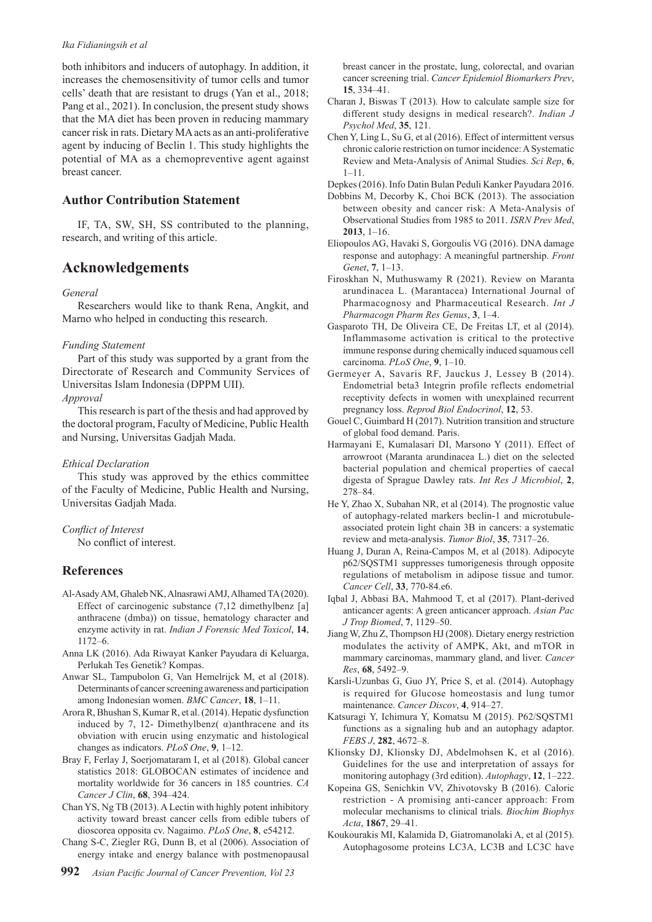both inhibitors and inducers of autophagy. In addition, it increases the chemosensitivity of tumor cells and tumor cells' death that are resistant to drugs (Yan et al., 2018; Pang et al., 2021). In conclusion, the present study shows that the MA diet has been proven in reducing mammary cancer risk in rats. Dietary MA acts as an anti-proliferative agent by inducing of Beclin 1. This study highlights the potential of MA as a chemopreventive agent against breast cancer.

## Author Contribution Statement

IF, TA, SW, SH, SS contributed to the planning, research, and writing of this article.

# Acknowledgements

*General*

Researchers would like to thank Rena, Angkit, and Marno who helped in conducting this research.

*Funding Statement*

Part of this study was supported by a grant from the Directorate of Research and Community Services of Universitas Islam Indonesia (DPPM UII).

*Approval*

This research is part of the thesis and had approved by the doctoral program, Faculty of Medicine, Public Health and Nursing, Universitas Gadjah Mada.

*Ethical Declaration*

This study was approved by the ethics committee of the Faculty of Medicine, Public Health and Nursing, Universitas Gadjah Mada.

*Conflict of Interest*

No conflict of interest.

## References

Al-Asady AM, Ghaleb NK, Alnasrawi AMJ, Alhamed TA (2020). Effect of carcinogenic substance (7,12 dimethylbenz [a] anthracene (dmba)) on tissue, hematology character and enzyme activity in rat. *Indian J Forensic Med Toxicol*, **14**, 1172–6.

Anna LK (2016). Ada Riwayat Kanker Payudara di Keluarga, Perlukah Tes Genetik? Kompas.

Anwar SL, Tampubolon G, Van Hemelrijck M, et al (2018). Determinants of cancer screening awareness and participation among Indonesian women. *BMC Cancer*, **18**, 1–11.

Arora R, Bhushan S, Kumar R, et al. (2014). Hepatic dysfunction induced by 7, 12- Dimethylbenz( α)anthracene and its obviation with erucin using enzymatic and histological changes as indicators. *PLoS One*, **9**, 1–12.

Bray F, Ferlay J, Soerjomataram I, et al (2018). Global cancer statistics 2018: GLOBOCAN estimates of incidence and mortality worldwide for 36 cancers in 185 countries. *CA Cancer J Clin*, **68**, 394–424.

Chan YS, Ng TB (2013). A Lectin with highly potent inhibitory activity toward breast cancer cells from edible tubers of dioscorea opposita cv. Nagaimo. *PLoS One*, **8**, e54212.

Chang S-C, Ziegler RG, Dunn B, et al (2006). Association of energy intake and energy balance with postmenopausal breast cancer in the prostate, lung, colorectal, and ovarian cancer screening trial. *Cancer Epidemiol Biomarkers Prev*, **15**, 334–41.

Charan J, Biswas T (2013). How to calculate sample size for different study designs in medical research?. *Indian J Psychol Med*, **35**, 121.

Chen Y, Ling L, Su G, et al (2016). Effect of intermittent versus chronic calorie restriction on tumor incidence: A Systematic Review and Meta-Analysis of Animal Studies. *Sci Rep*, **6**, 1–11.

Depkes (2016). Info Datin Bulan Peduli Kanker Payudara 2016.

Dobbins M, Decorby K, Choi BCK (2013). The association between obesity and cancer risk: A Meta-Analysis of Observational Studies from 1985 to 2011. *ISRN Prev Med*, **2013**, 1–16.

Eliopoulos AG, Havaki S, Gorgoulis VG (2016). DNA damage response and autophagy: A meaningful partnership. *Front Genet*, **7**, 1–13.

Firoskhan N, Muthuswamy R (2021). Review on Maranta arundinacea L. (Marantacea) International Journal of Pharmacognosy and Pharmaceutical Research. *Int J Pharmacogn Pharm Res Genus*, **3**, 1–4.

Gasparoto TH, De Oliveira CE, De Freitas LT, et al (2014). Inflammasome activation is critical to the protective immune response during chemically induced squamous cell carcinoma. *PLoS One*, **9**, 1–10.

Germeyer A, Savaris RF, Jauckus J, Lessey B (2014). Endometrial beta3 Integrin profile reflects endometrial receptivity defects in women with unexplained recurrent pregnancy loss. *Reprod Biol Endocrinol*, **12**, 53.

Gouel C, Guimbard H (2017). Nutrition transition and structure of global food demand. Paris.

Harmayani E, Kumalasari DI, Marsono Y (2011). Effect of arrowroot (Maranta arundinacea L.) diet on the selected bacterial population and chemical properties of caecal digesta of Sprague Dawley rats. *Int Res J Microbiol*, **2**, 278–84.

He Y, Zhao X, Subahan NR, et al (2014). The prognostic value of autophagy-related markers beclin-1 and microtubule-associated protein light chain 3B in cancers: a systematic review and meta-analysis. *Tumor Biol*, **35**, 7317–26.

Huang J, Duran A, Reina-Campos M, et al (2018). Adipocyte p62/SQSTM1 suppresses tumorigenesis through opposite regulations of metabolism in adipose tissue and tumor. *Cancer Cell*, **33**, 770-84.e6.

Iqbal J, Abbasi BA, Mahmood T, et al (2017). Plant-derived anticancer agents: A green anticancer approach. *Asian Pac J Trop Biomed*, **7**, 1129–50.

Jiang W, Zhu Z, Thompson HJ (2008). Dietary energy restriction modulates the activity of AMPK, Akt, and mTOR in mammary carcinomas, mammary gland, and liver. *Cancer Res*, **68**, 5492–9.

Karsli-Uzunbas G, Guo JY, Price S, et al. (2014). Autophagy is required for Glucose homeostasis and lung tumor maintenance. *Cancer Discov*, **4**, 914–27.

Katsuragi Y, Ichimura Y, Komatsu M (2015). P62/SQSTM1 functions as a signaling hub and an autophagy adaptor. *FEBS J*, **282**, 4672–8.

Klionsky DJ, Klionsky DJ, Abdelmohsen K, et al (2016). Guidelines for the use and interpretation of assays for monitoring autophagy (3rd edition). *Autophagy*, **12**, 1–222.

Kopeina GS, Senichkin VV, Zhivotovsky B (2016). Caloric restriction - A promising anti-cancer approach: From molecular mechanisms to clinical trials. *Biochim Biophys Acta*, **1867**, 29–41.

Koukourakis MI, Kalamida D, Giatromanolaki A, et al (2015). Autophagosome proteins LC3A, LC3B and LC3C have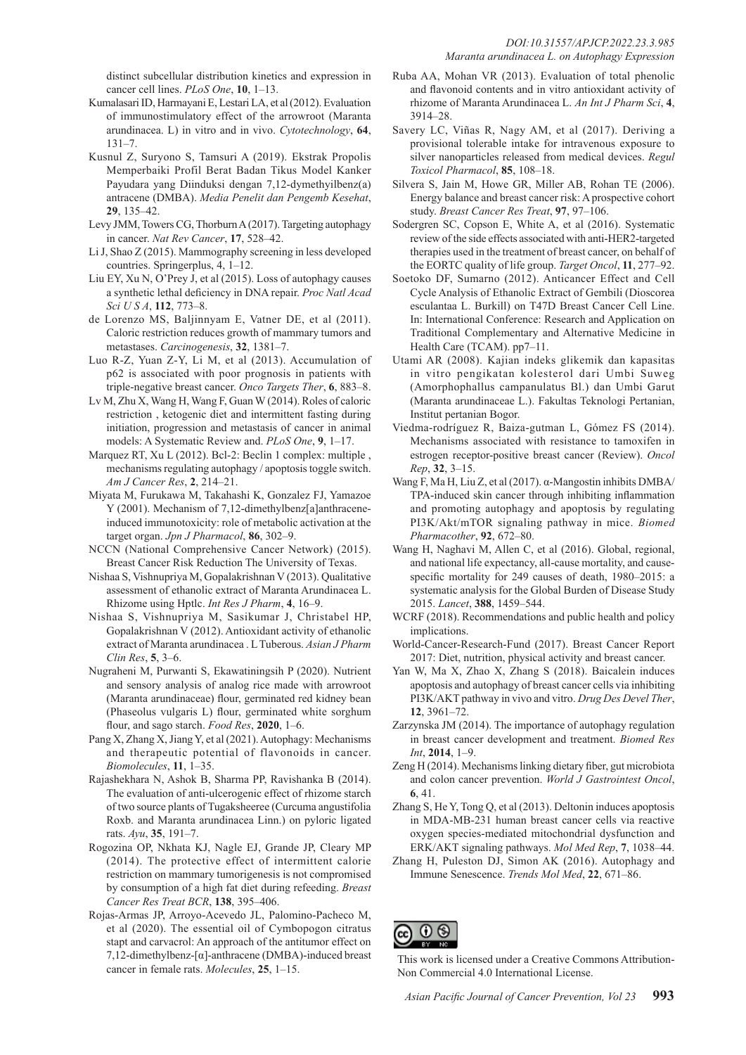distinct subcellular distribution kinetics and expression in cancer cell lines. *PLoS One*, **10**, 1–13.

Kumalasari ID, Harmayani E, Lestari LA, et al (2012). Evaluation of immunostimulatory effect of the arrowroot (Maranta arundinacea. L) in vitro and in vivo. *Cytotechnology*, **64**, 131–7.

Kusnul Z, Suryono S, Tamsuri A (2019). Ekstrak Propolis Memperbaiki Profil Berat Badan Tikus Model Kanker Payudara yang Diinduksi dengan 7,12-dymethyilbenz(a) antracene (DMBA). *Media Penelit dan Pengemb Kesehat*, **29**, 135–42.

Levy JMM, Towers CG, Thorburn A (2017). Targeting autophagy in cancer. *Nat Rev Cancer*, **17**, 528–42.

Li J, Shao Z (2015). Mammography screening in less developed countries. Springerplus, 4, 1–12.

Liu EY, Xu N, O'Prey J, et al (2015). Loss of autophagy causes a synthetic lethal deficiency in DNA repair. *Proc Natl Acad Sci U S A*, **112**, 773–8.

de Lorenzo MS, Baljinnyam E, Vatner DE, et al (2011). Caloric restriction reduces growth of mammary tumors and metastases. *Carcinogenesis*, **32**, 1381–7.

Luo R-Z, Yuan Z-Y, Li M, et al (2013). Accumulation of p62 is associated with poor prognosis in patients with triple-negative breast cancer. *Onco Targets Ther*, **6**, 883–8.

Lv M, Zhu X, Wang H, Wang F, Guan W (2014). Roles of caloric restriction , ketogenic diet and intermittent fasting during initiation, progression and metastasis of cancer in animal models: A Systematic Review and. *PLoS One*, **9**, 1–17.

Marquez RT, Xu L (2012). Bcl-2: Beclin 1 complex: multiple , mechanisms regulating autophagy / apoptosis toggle switch. *Am J Cancer Res*, **2**, 214–21.

Miyata M, Furukawa M, Takahashi K, Gonzalez FJ, Yamazoe Y (2001). Mechanism of 7,12-dimethylbenz[a]anthracene-induced immunotoxicity: role of metabolic activation at the target organ. *Jpn J Pharmacol*, **86**, 302–9.

NCCN (National Comprehensive Cancer Network) (2015). Breast Cancer Risk Reduction The University of Texas.

Nishaa S, Vishnupriya M, Gopalakrishnan V (2013). Qualitative assessment of ethanolic extract of Maranta Arundinacea L. Rhizome using Hptlc. *Int Res J Pharm*, **4**, 16–9.

Nishaa S, Vishnupriya M, Sasikumar J, Christabel HP, Gopalakrishnan V (2012). Antioxidant activity of ethanolic extract of Maranta arundinacea . L Tuberous. *Asian J Pharm Clin Res*, **5**, 3–6.

Nugraheni M, Purwanti S, Ekawatiningsih P (2020). Nutrient and sensory analysis of analog rice made with arrowroot (Maranta arundinaceae) flour, germinated red kidney bean (Phaseolus vulgaris L) flour, germinated white sorghum flour, and sago starch. *Food Res*, **2020**, 1–6.

Pang X, Zhang X, Jiang Y, et al (2021). Autophagy: Mechanisms and therapeutic potential of flavonoids in cancer. *Biomolecules*, **11**, 1–35.

Rajashekhara N, Ashok B, Sharma PP, Ravishanka B (2014). The evaluation of anti-ulcerogenic effect of rhizome starch of two source plants of Tugaksheeree (Curcuma angustifolia Roxb. and Maranta arundinacea Linn.) on pyloric ligated rats. *Ayu*, **35**, 191–7.

Rogozina OP, Nkhata KJ, Nagle EJ, Grande JP, Cleary MP (2014). The protective effect of intermittent calorie restriction on mammary tumorigenesis is not compromised by consumption of a high fat diet during refeeding. *Breast Cancer Res Treat BCR*, **138**, 395–406.

Rojas-Armas JP, Arroyo-Acevedo JL, Palomino-Pacheco M, et al (2020). The essential oil of Cymbopogon citratus stapt and carvacrol: An approach of the antitumor effect on 7,12-dimethylbenz-[α]-anthracene (DMBA)-induced breast cancer in female rats. *Molecules*, **25**, 1–15.

Ruba AA, Mohan VR (2013). Evaluation of total phenolic and flavonoid contents and in vitro antioxidant activity of rhizome of Maranta Arundinacea L. *An Int J Pharm Sci*, **4**, 3914–28.

Savery LC, Viñas R, Nagy AM, et al (2017). Deriving a provisional tolerable intake for intravenous exposure to silver nanoparticles released from medical devices. *Regul Toxicol Pharmacol*, **85**, 108–18.

Silvera S, Jain M, Howe GR, Miller AB, Rohan TE (2006). Energy balance and breast cancer risk: A prospective cohort study. *Breast Cancer Res Treat*, **97**, 97–106.

Sodergren SC, Copson E, White A, et al (2016). Systematic review of the side effects associated with anti-HER2-targeted therapies used in the treatment of breast cancer, on behalf of the EORTC quality of life group. *Target Oncol*, **11**, 277–92.

Soetoko DF, Sumarno (2012). Anticancer Effect and Cell Cycle Analysis of Ethanolic Extract of Gembili (Dioscorea esculantaa L. Burkill) on T47D Breast Cancer Cell Line. In: International Conference: Research and Application on Traditional Complementary and Alternative Medicine in Health Care (TCAM). pp7–11.

Utami AR (2008). Kajian indeks glikemik dan kapasitas in vitro pengikatan kolesterol dari Umbi Suweg (Amorphophallus campanulatus Bl.) dan Umbi Garut (Maranta arundinaceae L.). Fakultas Teknologi Pertanian, Institut pertanian Bogor.

Viedma-rodríguez R, Baiza-gutman L, Gómez FS (2014). Mechanisms associated with resistance to tamoxifen in estrogen receptor-positive breast cancer (Review). *Oncol Rep*, **32**, 3–15.

Wang F, Ma H, Liu Z, et al (2017). α-Mangostin inhibits DMBA/TPA-induced skin cancer through inhibiting inflammation and promoting autophagy and apoptosis by regulating PI3K/Akt/mTOR signaling pathway in mice. *Biomed Pharmacother*, **92**, 672–80.

Wang H, Naghavi M, Allen C, et al (2016). Global, regional, and national life expectancy, all-cause mortality, and cause-specific mortality for 249 causes of death, 1980–2015: a systematic analysis for the Global Burden of Disease Study 2015. *Lancet*, **388**, 1459–544.

WCRF (2018). Recommendations and public health and policy implications.

World-Cancer-Research-Fund (2017). Breast Cancer Report 2017: Diet, nutrition, physical activity and breast cancer.

Yan W, Ma X, Zhao X, Zhang S (2018). Baicalein induces apoptosis and autophagy of breast cancer cells via inhibiting PI3K/AKT pathway in vivo and vitro. *Drug Des Devel Ther*, **12**, 3961–72.

Zarzynska JM (2014). The importance of autophagy regulation in breast cancer development and treatment. *Biomed Res Int*, **2014**, 1–9.

Zeng H (2014). Mechanisms linking dietary fiber, gut microbiota and colon cancer prevention. *World J Gastrointest Oncol*, **6**, 41.

Zhang S, He Y, Tong Q, et al (2013). Deltonin induces apoptosis in MDA-MB-231 human breast cancer cells via reactive oxygen species-mediated mitochondrial dysfunction and ERK/AKT signaling pathways. *Mol Med Rep*, **7**, 1038–44.

Zhang H, Puleston DJ, Simon AK (2016). Autophagy and Immune Senescence. *Trends Mol Med*, **22**, 671–86.

This work is licensed under a Creative Commons Attribution-Non Commercial 4.0 International License.